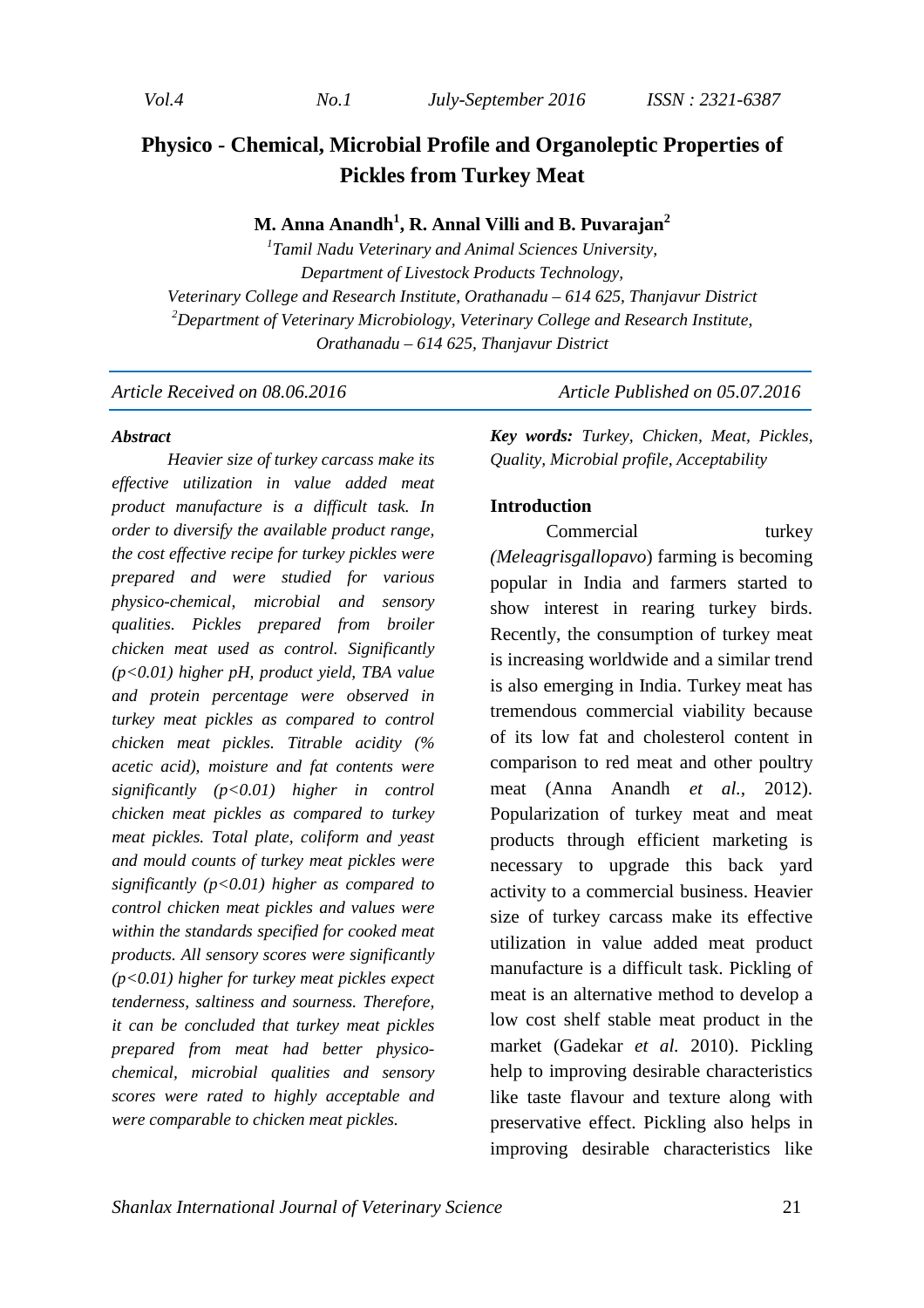# Physico - Chemical, Microbial Profile and Organoleptic Properties of Pickles from Turkey Meat

**M. Anna Anandh[1], R. Annal Villi and B. Puvarajan[2]**

*[1]Tamil Nadu Veterinary and Animal Sciences University,*
*Department of Livestock Products Technology,*
*Veterinary College and Research Institute, Orathanadu – 614 625, Thanjavur District*
*[2]Department of Veterinary Microbiology, Veterinary College and Research Institute,*
*Orathanadu – 614 625, Thanjavur District*

*Article Received on 08.06.2016* | *Article Published on 05.07.2016*

***Abstract***

*Heavier size of turkey carcass make its effective utilization in value added meat product manufacture is a difficult task. In order to diversify the available product range, the cost effective recipe for turkey pickles were prepared and were studied for various physico-chemical, microbial and sensory qualities. Pickles prepared from broiler chicken meat used as control. Significantly ($p<0.01$) higher pH, product yield, TBA value and protein percentage were observed in turkey meat pickles as compared to control chicken meat pickles. Titrable acidity (% acetic acid), moisture and fat contents were significantly ($p<0.01$) higher in control chicken meat pickles as compared to turkey meat pickles. Total plate, coliform and yeast and mould counts of turkey meat pickles were significantly ($p<0.01$) higher as compared to control chicken meat pickles and values were within the standards specified for cooked meat products. All sensory scores were significantly ($p<0.01$) higher for turkey meat pickles expect tenderness, saltiness and sourness. Therefore, it can be concluded that turkey meat pickles prepared from meat had better physico-chemical, microbial qualities and sensory scores were rated to highly acceptable and were comparable to chicken meat pickles.*

***Key words:*** *Turkey, Chicken, Meat, Pickles, Quality, Microbial profile, Acceptability*

## Introduction

Commercial turkey *(Meleagrisgallopavo*) farming is becoming popular in India and farmers started to show interest in rearing turkey birds. Recently, the consumption of turkey meat is increasing worldwide and a similar trend is also emerging in India. Turkey meat has tremendous commercial viability because of its low fat and cholesterol content in comparison to red meat and other poultry meat (Anna Anandh *et al.*, 2012). Popularization of turkey meat and meat products through efficient marketing is necessary to upgrade this back yard activity to a commercial business. Heavier size of turkey carcass make its effective utilization in value added meat product manufacture is a difficult task. Pickling of meat is an alternative method to develop a low cost shelf stable meat product in the market (Gadekar *et al.* 2010). Pickling help to improving desirable characteristics like taste flavour and texture along with preservative effect. Pickling also helps in improving desirable characteristics like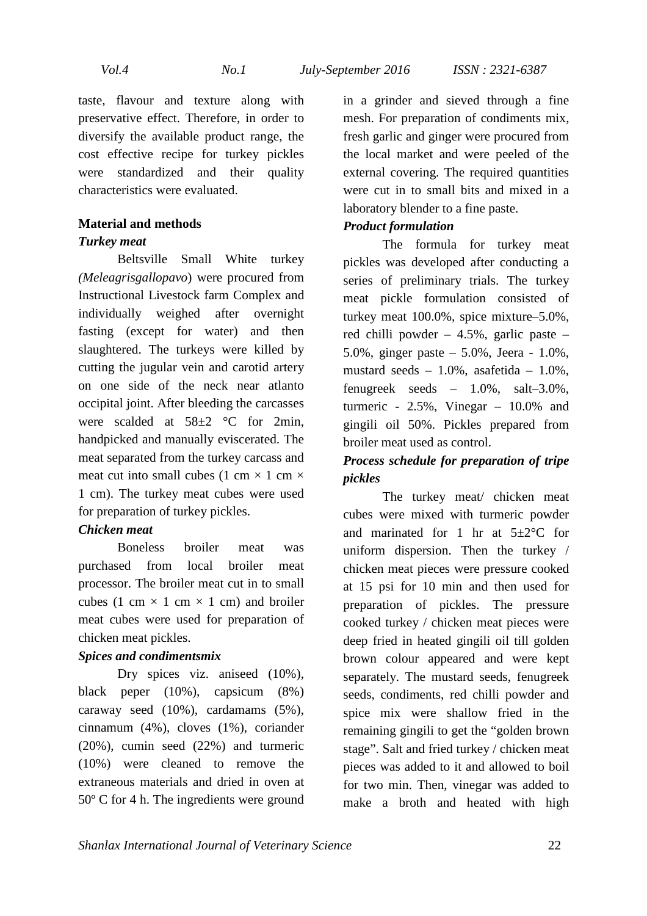taste, flavour and texture along with preservative effect. Therefore, in order to diversify the available product range, the cost effective recipe for turkey pickles were standardized and their quality characteristics were evaluated.

## Material and methods

### *Turkey meat*

Beltsville Small White turkey *(Meleagrisgallopavo*) were procured from Instructional Livestock farm Complex and individually weighed after overnight fasting (except for water) and then slaughtered. The turkeys were killed by cutting the jugular vein and carotid artery on one side of the neck near atlanto occipital joint. After bleeding the carcasses were scalded at 58±2 °C for 2min, handpicked and manually eviscerated. The meat separated from the turkey carcass and meat cut into small cubes (1 cm × 1 cm × 1 cm). The turkey meat cubes were used for preparation of turkey pickles.

### *Chicken meat*

Boneless broiler meat was purchased from local broiler meat processor. The broiler meat cut in to small cubes (1 cm × 1 cm × 1 cm) and broiler meat cubes were used for preparation of chicken meat pickles.

### *Spices and condimentsmix*

Dry spices viz. aniseed (10%), black peper (10%), capsicum (8%) caraway seed (10%), cardamams (5%), cinnamum (4%), cloves (1%), coriander (20%), cumin seed (22%) and turmeric (10%) were cleaned to remove the extraneous materials and dried in oven at 50º C for 4 h. The ingredients were ground in a grinder and sieved through a fine mesh. For preparation of condiments mix, fresh garlic and ginger were procured from the local market and were peeled of the external covering. The required quantities were cut in to small bits and mixed in a laboratory blender to a fine paste.

### *Product formulation*

The formula for turkey meat pickles was developed after conducting a series of preliminary trials. The turkey meat pickle formulation consisted of turkey meat 100.0%, spice mixture–5.0%, red chilli powder – 4.5%, garlic paste – 5.0%, ginger paste – 5.0%, Jeera - 1.0%, mustard seeds – 1.0%, asafetida – 1.0%, fenugreek seeds – 1.0%, salt–3.0%, turmeric - 2.5%, Vinegar – 10.0% and gingili oil 50%. Pickles prepared from broiler meat used as control.

### *Process schedule for preparation of tripe pickles*

The turkey meat/ chicken meat cubes were mixed with turmeric powder and marinated for 1 hr at 5±2°C for uniform dispersion. Then the turkey / chicken meat pieces were pressure cooked at 15 psi for 10 min and then used for preparation of pickles. The pressure cooked turkey / chicken meat pieces were deep fried in heated gingili oil till golden brown colour appeared and were kept separately. The mustard seeds, fenugreek seeds, condiments, red chilli powder and spice mix were shallow fried in the remaining gingili to get the "golden brown stage". Salt and fried turkey / chicken meat pieces was added to it and allowed to boil for two min. Then, vinegar was added to make a broth and heated with high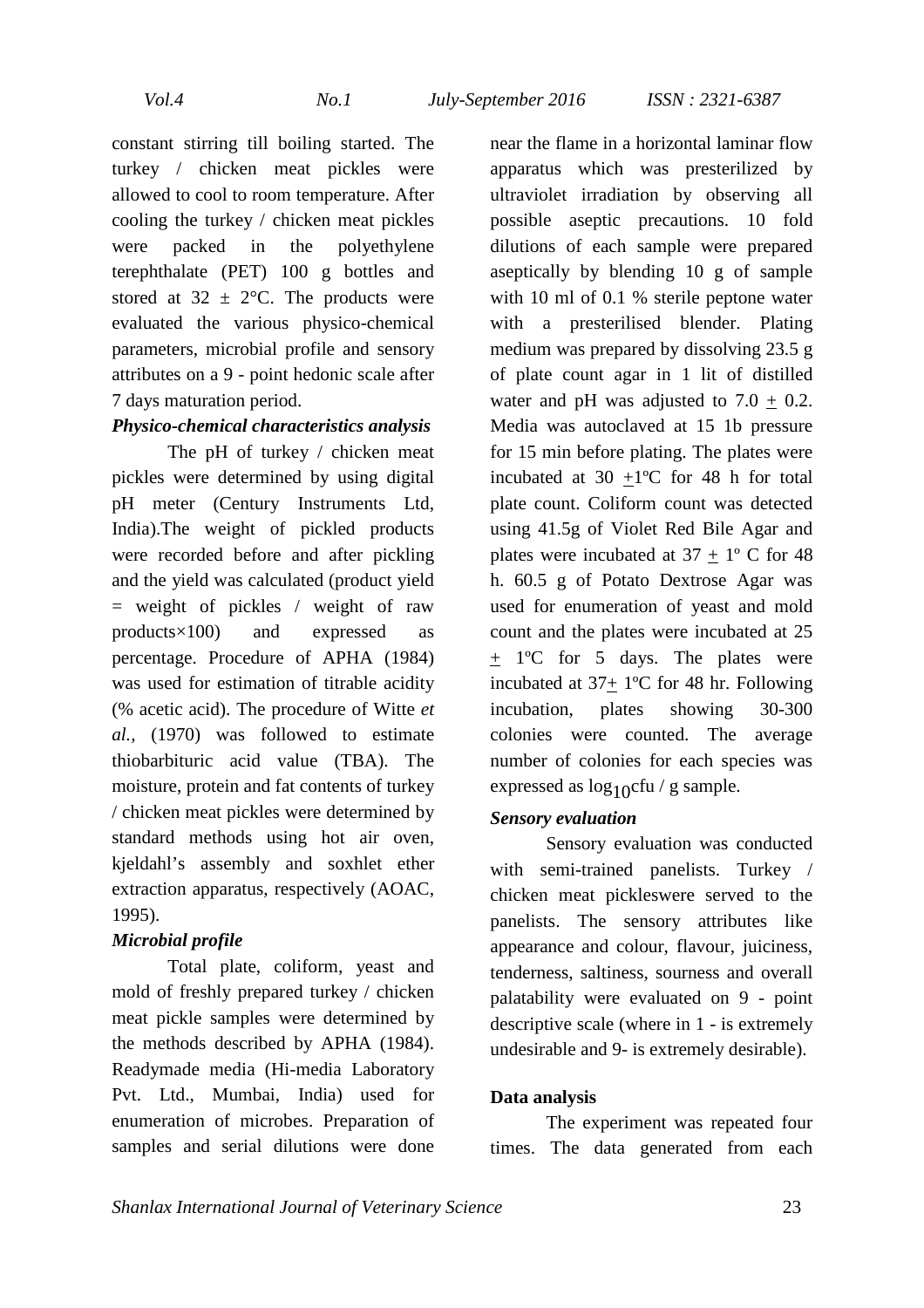constant stirring till boiling started. The turkey / chicken meat pickles were allowed to cool to room temperature. After cooling the turkey / chicken meat pickles were packed in the polyethylene terephthalate (PET) 100 g bottles and stored at 32 ± 2°C. The products were evaluated the various physico-chemical parameters, microbial profile and sensory attributes on a 9 - point hedonic scale after 7 days maturation period.

***Physico-chemical characteristics analysis***

The pH of turkey / chicken meat pickles were determined by using digital pH meter (Century Instruments Ltd, India).The weight of pickled products were recorded before and after pickling and the yield was calculated (product yield = weight of pickles / weight of raw products×100) and expressed as percentage. Procedure of APHA (1984) was used for estimation of titrable acidity (% acetic acid). The procedure of Witte *et al.,* (1970) was followed to estimate thiobarbituric acid value (TBA). The moisture, protein and fat contents of turkey / chicken meat pickles were determined by standard methods using hot air oven, kjeldahl's assembly and soxhlet ether extraction apparatus, respectively (AOAC, 1995).

***Microbial profile***

Total plate, coliform, yeast and mold of freshly prepared turkey / chicken meat pickle samples were determined by the methods described by APHA (1984). Readymade media (Hi-media Laboratory Pvt. Ltd., Mumbai, India) used for enumeration of microbes. Preparation of samples and serial dilutions were done near the flame in a horizontal laminar flow apparatus which was presterilized by ultraviolet irradiation by observing all possible aseptic precautions. 10 fold dilutions of each sample were prepared aseptically by blending 10 g of sample with 10 ml of 0.1 % sterile peptone water with a presterilised blender. Plating medium was prepared by dissolving 23.5 g of plate count agar in 1 lit of distilled water and pH was adjusted to 7.0 ± 0.2. Media was autoclaved at 15 1b pressure for 15 min before plating. The plates were incubated at 30 ±1ºC for 48 h for total plate count. Coliform count was detected using 41.5g of Violet Red Bile Agar and plates were incubated at 37 ± 1º C for 48 h. 60.5 g of Potato Dextrose Agar was used for enumeration of yeast and mold count and the plates were incubated at 25 ± 1ºC for 5 days. The plates were incubated at 37± 1ºC for 48 hr. Following incubation, plates showing 30-300 colonies were counted. The average number of colonies for each species was expressed as $\log_{10}$cfu / g sample.

***Sensory evaluation***

Sensory evaluation was conducted with semi-trained panelists. Turkey / chicken meat pickleswere served to the panelists. The sensory attributes like appearance and colour, flavour, juiciness, tenderness, saltiness, sourness and overall palatability were evaluated on 9 - point descriptive scale (where in 1 - is extremely undesirable and 9- is extremely desirable).

**Data analysis**

The experiment was repeated four times. The data generated from each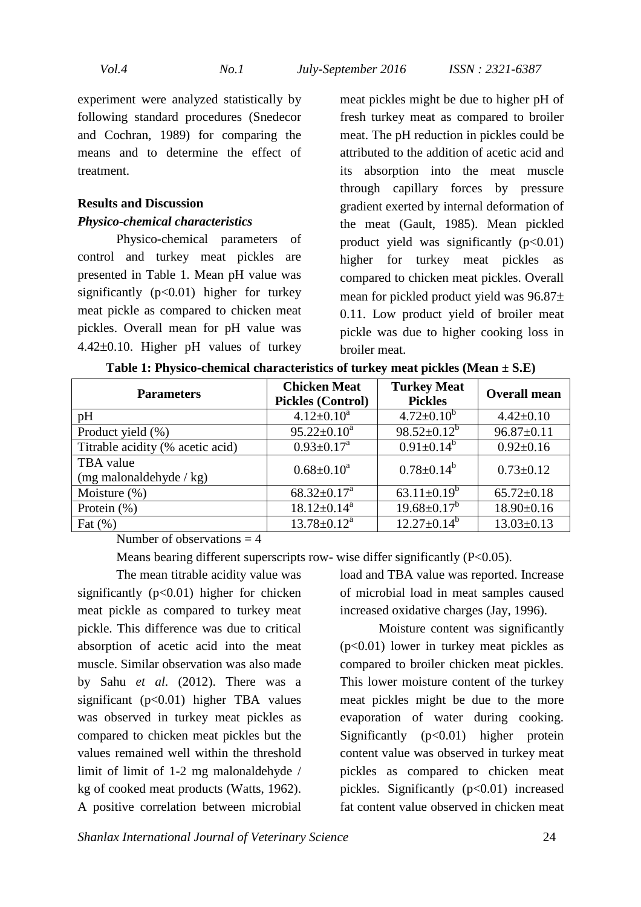experiment were analyzed statistically by following standard procedures (Snedecor and Cochran, 1989) for comparing the means and to determine the effect of treatment.

**Results and Discussion**

***Physico-chemical characteristics***

Physico-chemical parameters of control and turkey meat pickles are presented in Table 1. Mean pH value was significantly ($p<0.01$) higher for turkey meat pickle as compared to chicken meat pickles. Overall mean for pH value was 4.42±0.10. Higher pH values of turkey meat pickles might be due to higher pH of fresh turkey meat as compared to broiler meat. The pH reduction in pickles could be attributed to the addition of acetic acid and its absorption into the meat muscle through capillary forces by pressure gradient exerted by internal deformation of the meat (Gault, 1985). Mean pickled product yield was significantly ($p<0.01$) higher for turkey meat pickles as compared to chicken meat pickles. Overall mean for pickled product yield was 96.87± 0.11. Low product yield of broiler meat pickle was due to higher cooking loss in broiler meat.

**Table 1: Physico-chemical characteristics of turkey meat pickles (Mean ± S.E)**

| Parameters | Chicken Meat Pickles (Control) | Turkey Meat Pickles | Overall mean |
|---|---|---|---|
| pH | 4.12±0.10[a] | 4.72±0.10[b] | 4.42±0.10 |
| Product yield (%) | 95.22±0.10[a] | 98.52±0.12[b] | 96.87±0.11 |
| Titrable acidity (% acetic acid) | 0.93±0.17[a] | 0.91±0.14[b] | 0.92±0.16 |
| TBA value (mg malonaldehyde / kg) | 0.68±0.10[a] | 0.78±0.14[b] | 0.73±0.12 |
| Moisture (%) | 68.32±0.17[a] | 63.11±0.19[b] | 65.72±0.18 |
| Protein (%) | 18.12±0.14[a] | 19.68±0.17[b] | 18.90±0.16 |
| Fat (%) | 13.78±0.12[a] | 12.27±0.14[b] | 13.03±0.13 |

Number of observations = 4

Means bearing different superscripts row- wise differ significantly ($P<0.05$).

The mean titrable acidity value was significantly ($p<0.01$) higher for chicken meat pickle as compared to turkey meat pickle. This difference was due to critical absorption of acetic acid into the meat muscle. Similar observation was also made by Sahu *et al*. (2012). There was a significant ($p<0.01$) higher TBA values was observed in turkey meat pickles as compared to chicken meat pickles but the values remained well within the threshold limit of limit of 1-2 mg malonaldehyde / kg of cooked meat products (Watts, 1962). A positive correlation between microbial load and TBA value was reported. Increase of microbial load in meat samples caused increased oxidative charges (Jay, 1996).

Moisture content was significantly ($p<0.01$) lower in turkey meat pickles as compared to broiler chicken meat pickles. This lower moisture content of the turkey meat pickles might be due to the more evaporation of water during cooking. Significantly ($p<0.01$) higher protein content value was observed in turkey meat pickles as compared to chicken meat pickles. Significantly ($p<0.01$) increased fat content value observed in chicken meat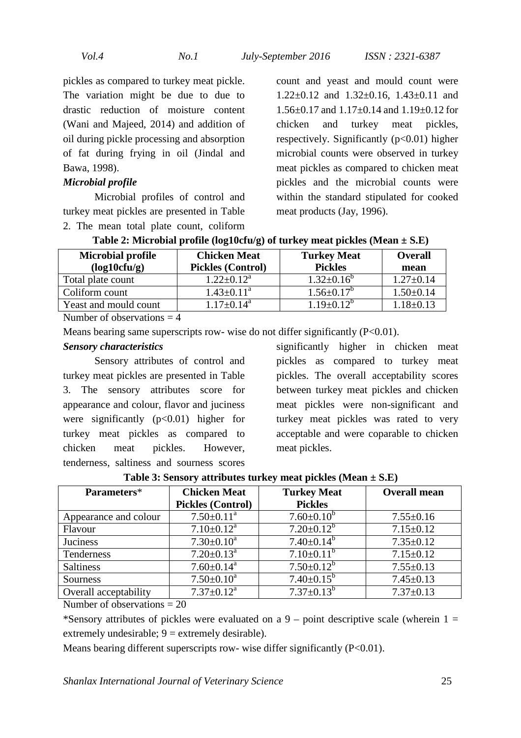pickles as compared to turkey meat pickle. The variation might be due to due to drastic reduction of moisture content (Wani and Majeed, 2014) and addition of oil during pickle processing and absorption of fat during frying in oil (Jindal and Bawa, 1998).

***Microbial profile***

Microbial profiles of control and turkey meat pickles are presented in Table 2. The mean total plate count, coliform count and yeast and mould count were 1.22±0.12 and 1.32±0.16, 1.43±0.11 and 1.56±0.17 and 1.17±0.14 and 1.19±0.12 for chicken and turkey meat pickles, respectively. Significantly ($p<0.01$) higher microbial counts were observed in turkey meat pickles as compared to chicken meat pickles and the microbial counts were within the standard stipulated for cooked meat products (Jay, 1996).

**Table 2: Microbial profile (log10cfu/g) of turkey meat pickles (Mean ± S.E)**

| Microbial profile (log10cfu/g) | Chicken Meat Pickles (Control) | Turkey Meat Pickles | Overall mean |
|---|---|---|---|
| Total plate count | $1.22\pm0.12^{a}$ | $1.32\pm0.16^{b}$ | 1.27±0.14 |
| Coliform count | $1.43\pm0.11^{a}$ | $1.56\pm0.17^{b}$ | 1.50±0.14 |
| Yeast and mould count | $1.17\pm0.14^{a}$ | $1.19\pm0.12^{b}$ | 1.18±0.13 |

Number of observations = 4

Means bearing same superscripts row- wise do not differ significantly ($P<0.01$).

***Sensory characteristics***

Sensory attributes of control and turkey meat pickles are presented in Table 3. The sensory attributes score for appearance and colour, flavor and juciness were significantly ($p<0.01$) higher for turkey meat pickles as compared to chicken meat pickles. However, tenderness, saltiness and sourness scores significantly higher in chicken meat pickles as compared to turkey meat pickles. The overall acceptability scores between turkey meat pickles and chicken meat pickles were non-significant and turkey meat pickles was rated to very acceptable and were coparable to chicken meat pickles.

**Table 3: Sensory attributes turkey meat pickles (Mean ± S.E)**

| Parameters* | Chicken Meat Pickles (Control) | Turkey Meat Pickles | Overall mean |
|---|---|---|---|
| Appearance and colour | $7.50\pm0.11^{a}$ | $7.60\pm0.10^{b}$ | 7.55±0.16 |
| Flavour | $7.10\pm0.12^{a}$ | $7.20\pm0.12^{b}$ | 7.15±0.12 |
| Juciness | $7.30\pm0.10^{a}$ | $7.40\pm0.14^{b}$ | 7.35±0.12 |
| Tenderness | $7.20\pm0.13^{a}$ | $7.10\pm0.11^{b}$ | 7.15±0.12 |
| Saltiness | $7.60\pm0.14^{a}$ | $7.50\pm0.12^{b}$ | 7.55±0.13 |
| Sourness | $7.50\pm0.10^{a}$ | $7.40\pm0.15^{b}$ | 7.45±0.13 |
| Overall acceptability | $7.37\pm0.12^{a}$ | $7.37\pm0.13^{b}$ | 7.37±0.13 |

Number of observations = 20

*Sensory attributes of pickles were evaluated on a 9 – point descriptive scale (wherein 1 = extremely undesirable; 9 = extremely desirable).

Means bearing different superscripts row- wise differ significantly ($P<0.01$).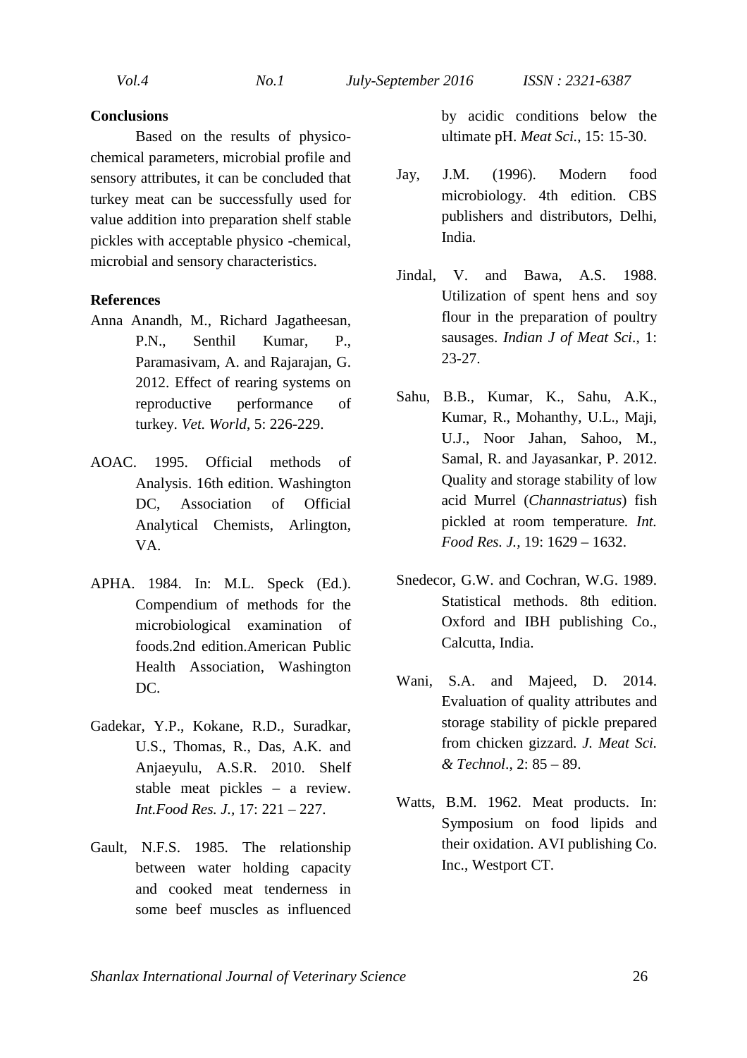## Conclusions

Based on the results of physico-chemical parameters, microbial profile and sensory attributes, it can be concluded that turkey meat can be successfully used for value addition into preparation shelf stable pickles with acceptable physico -chemical, microbial and sensory characteristics.

## References

Anna Anandh, M., Richard Jagatheesan, P.N., Senthil Kumar, P., Paramasivam, A. and Rajarajan, G. 2012. Effect of rearing systems on reproductive performance of turkey. *Vet. World*, 5: 226-229.

AOAC. 1995. Official methods of Analysis. 16th edition. Washington DC, Association of Official Analytical Chemists, Arlington, VA.

APHA. 1984. In: M.L. Speck (Ed.). Compendium of methods for the microbiological examination of foods.2nd edition.American Public Health Association, Washington DC.

Gadekar, Y.P., Kokane, R.D., Suradkar, U.S., Thomas, R., Das, A.K. and Anjaeyulu, A.S.R. 2010. Shelf stable meat pickles – a review. *Int.Food Res. J.*, 17: 221 – 227.

Gault, N.F.S. 1985. The relationship between water holding capacity and cooked meat tenderness in some beef muscles as influenced by acidic conditions below the ultimate pH. *Meat Sci.*, 15: 15-30.

Jay, J.M. (1996). Modern food microbiology. 4th edition. CBS publishers and distributors, Delhi, India.

Jindal, V. and Bawa, A.S. 1988. Utilization of spent hens and soy flour in the preparation of poultry sausages. *Indian J of Meat Sci*., 1: 23-27.

Sahu, B.B., Kumar, K., Sahu, A.K., Kumar, R., Mohanthy, U.L., Maji, U.J., Noor Jahan, Sahoo, M., Samal, R. and Jayasankar, P. 2012. Quality and storage stability of low acid Murrel (*Channastriatus*) fish pickled at room temperature. *Int. Food Res. J.,* 19: 1629 – 1632.

Snedecor, G.W. and Cochran, W.G. 1989. Statistical methods. 8th edition. Oxford and IBH publishing Co., Calcutta, India.

Wani, S.A. and Majeed, D. 2014. Evaluation of quality attributes and storage stability of pickle prepared from chicken gizzard. *J. Meat Sci. & Technol*., 2: 85 – 89.

Watts, B.M. 1962. Meat products. In: Symposium on food lipids and their oxidation. AVI publishing Co. Inc., Westport CT.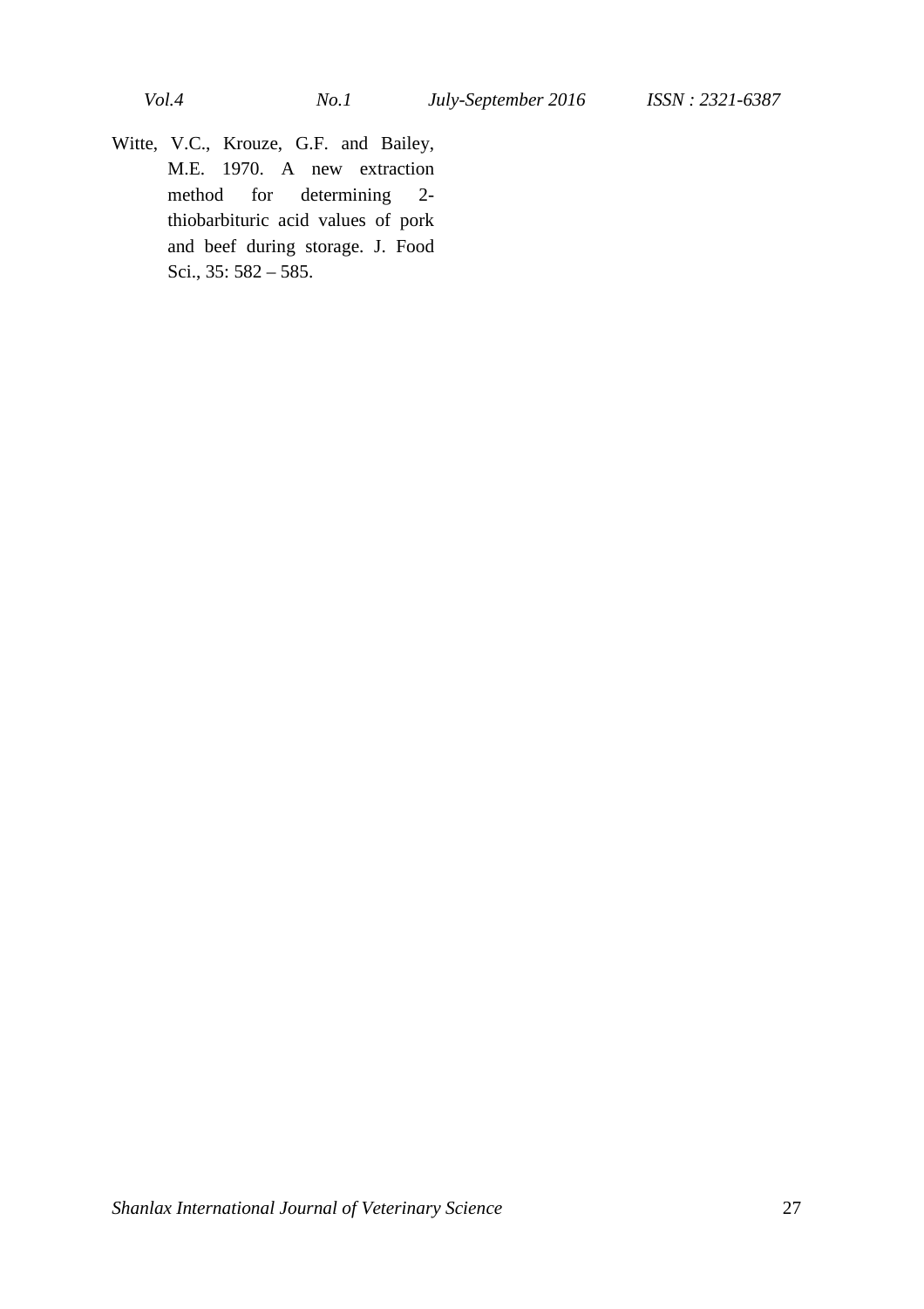Witte, V.C., Krouze, G.F. and Bailey, M.E. 1970. A new extraction method for determining 2-thiobarbituric acid values of pork and beef during storage. J. Food Sci., 35: 582 – 585.